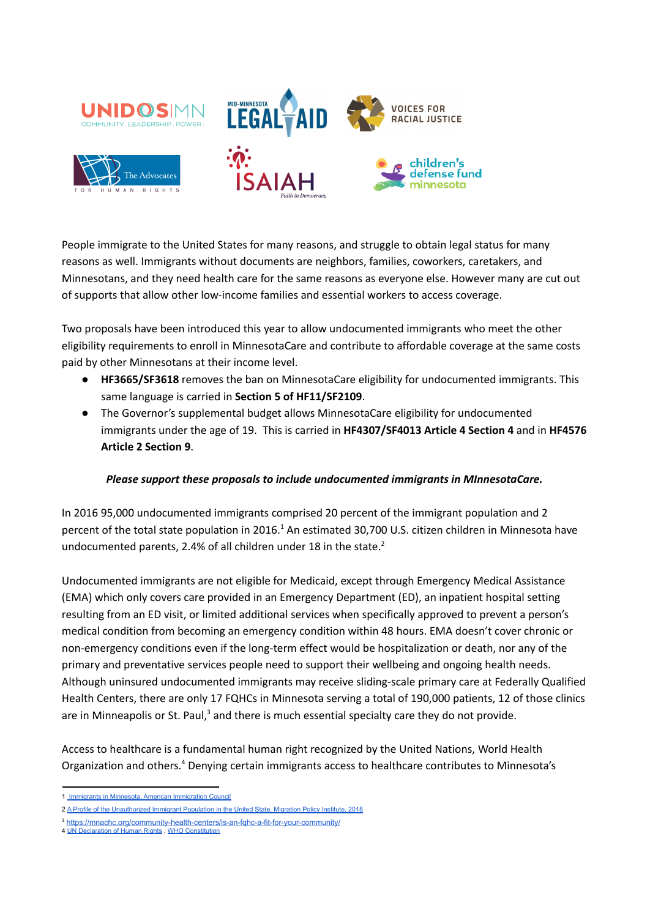People immigrate to the United States for many reasons, and struggle to obtain legal status for many reasons as well. Immigrants without documents are neighbors, families, coworkers, caretakers, and Minnesotans, and they need health care for the same reasons as everyone else. However many are cut out of supports that allow other low-income families and essential workers to access coverage.

Two proposals have been introduced this year to allow undocumented immigrants who meet the other eligibility requirements to enroll in MinnesotaCare and contribute to affordable coverage at the same costs paid by other Minnesotans at their income level.

- **HF3665/SF3618** removes the ban on MinnesotaCare eligibility for undocumented immigrants. This same language is carried in **Section 5 of HF11/SF2109**.
- The Governor's supplemental budget allows MinnesotaCare eligibility for undocumented immigrants under the age of 19. This is carried in **HF4307/SF4013 Article 4 Section 4** and in **HF4576 Article 2 Section 9**.

***Please support these proposals to include undocumented immigrants in MInnesotaCare.***

In 2016 95,000 undocumented immigrants comprised 20 percent of the immigrant population and 2 percent of the total state population in 2016.[1] An estimated 30,700 U.S. citizen children in Minnesota have undocumented parents, 2.4% of all children under 18 in the state.[2]

Undocumented immigrants are not eligible for Medicaid, except through Emergency Medical Assistance (EMA) which only covers care provided in an Emergency Department (ED), an inpatient hospital setting resulting from an ED visit, or limited additional services when specifically approved to prevent a person's medical condition from becoming an emergency condition within 48 hours. EMA doesn't cover chronic or non-emergency conditions even if the long-term effect would be hospitalization or death, nor any of the primary and preventative services people need to support their wellbeing and ongoing health needs. Although uninsured undocumented immigrants may receive sliding-scale primary care at Federally Qualified Health Centers, there are only 17 FQHCs in Minnesota serving a total of 190,000 patients, 12 of those clinics are in Minneapolis or St. Paul,[3] and there is much essential specialty care they do not provide.

Access to healthcare is a fundamental human right recognized by the United Nations, World Health Organization and others.[4] Denying certain immigrants access to healthcare contributes to Minnesota's

---

1 Immigrants in Minnesota, American Immigration Council

2 A Profile of the Unauthorized Immigrant Population in the United State, Migration Policy Institute, 2018

3 https://mnachc.org/community-health-centers/is-an-fqhc-a-fit-for-your-community/

4 UN Declaration of Human Rights , WHO Constitution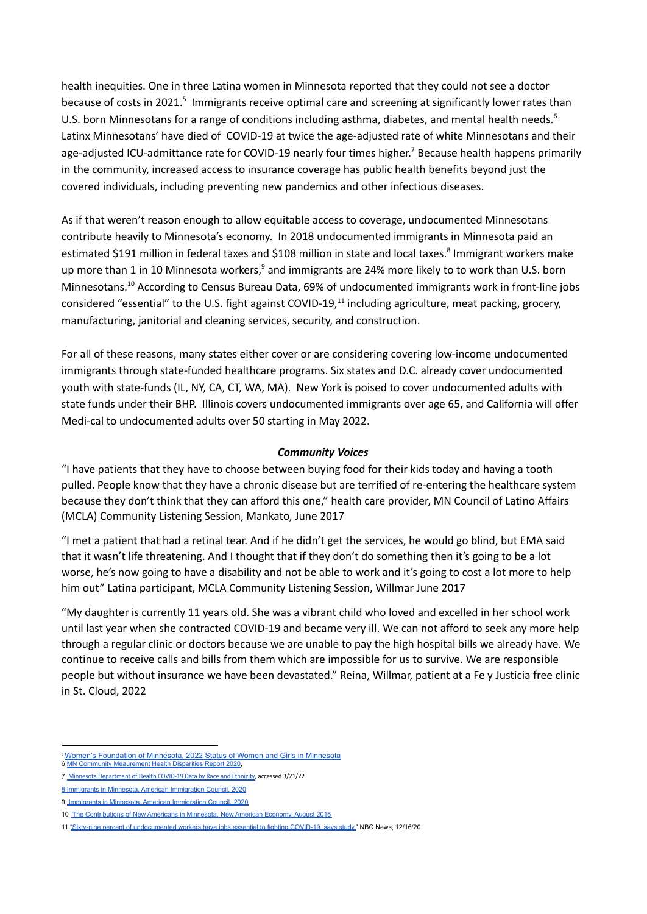health inequities. One in three Latina women in Minnesota reported that they could not see a doctor because of costs in 2021.[5] Immigrants receive optimal care and screening at significantly lower rates than U.S. born Minnesotans for a range of conditions including asthma, diabetes, and mental health needs.[6] Latinx Minnesotans' have died of COVID-19 at twice the age-adjusted rate of white Minnesotans and their age-adjusted ICU-admittance rate for COVID-19 nearly four times higher.[7] Because health happens primarily in the community, increased access to insurance coverage has public health benefits beyond just the covered individuals, including preventing new pandemics and other infectious diseases.

As if that weren't reason enough to allow equitable access to coverage, undocumented Minnesotans contribute heavily to Minnesota's economy. In 2018 undocumented immigrants in Minnesota paid an estimated $191 million in federal taxes and $108 million in state and local taxes.[8] Immigrant workers make up more than 1 in 10 Minnesota workers,[9] and immigrants are 24% more likely to to work than U.S. born Minnesotans.[10] According to Census Bureau Data, 69% of undocumented immigrants work in front-line jobs considered "essential" to the U.S. fight against COVID-19,[11] including agriculture, meat packing, grocery, manufacturing, janitorial and cleaning services, security, and construction.

For all of these reasons, many states either cover or are considering covering low-income undocumented immigrants through state-funded healthcare programs. Six states and D.C. already cover undocumented youth with state-funds (IL, NY, CA, CT, WA, MA). New York is poised to cover undocumented adults with state funds under their BHP. Illinois covers undocumented immigrants over age 65, and California will offer Medi-cal to undocumented adults over 50 starting in May 2022.

***Community Voices***

"I have patients that they have to choose between buying food for their kids today and having a tooth pulled. People know that they have a chronic disease but are terrified of re-entering the healthcare system because they don't think that they can afford this one," health care provider, MN Council of Latino Affairs (MCLA) Community Listening Session, Mankato, June 2017

"I met a patient that had a retinal tear. And if he didn't get the services, he would go blind, but EMA said that it wasn't life threatening. And I thought that if they don't do something then it's going to be a lot worse, he's now going to have a disability and not be able to work and it's going to cost a lot more to help him out" Latina participant, MCLA Community Listening Session, Willmar June 2017

"My daughter is currently 11 years old. She was a vibrant child who loved and excelled in her school work until last year when she contracted COVID-19 and became very ill. We can not afford to seek any more help through a regular clinic or doctors because we are unable to pay the high hospital bills we already have. We continue to receive calls and bills from them which are impossible for us to survive. We are responsible people but without insurance we have been devastated." Reina, Willmar, patient at a Fe y Justicia free clinic in St. Cloud, 2022

---

5 Women's Foundation of Minnesota, 2022 Status of Women and Girls in Minnesota

6 MN Community Meaurement Health Disparities Report 2020,

7 Minnesota Department of Health COVID-19 Data by Race and Ethnicity, accessed 3/21/22

8 Immigrants in Minnesota, American Immigration Council, 2020

9 Immigrants in Minnesota, American Immigration Council, 2020

10 The Contributions of New Americans in Minnesota, New American Economy, August 2016

11 "Sixty-nine percent of undocumented workers have jobs essential to fighting COVID-19, says study," NBC News, 12/16/20